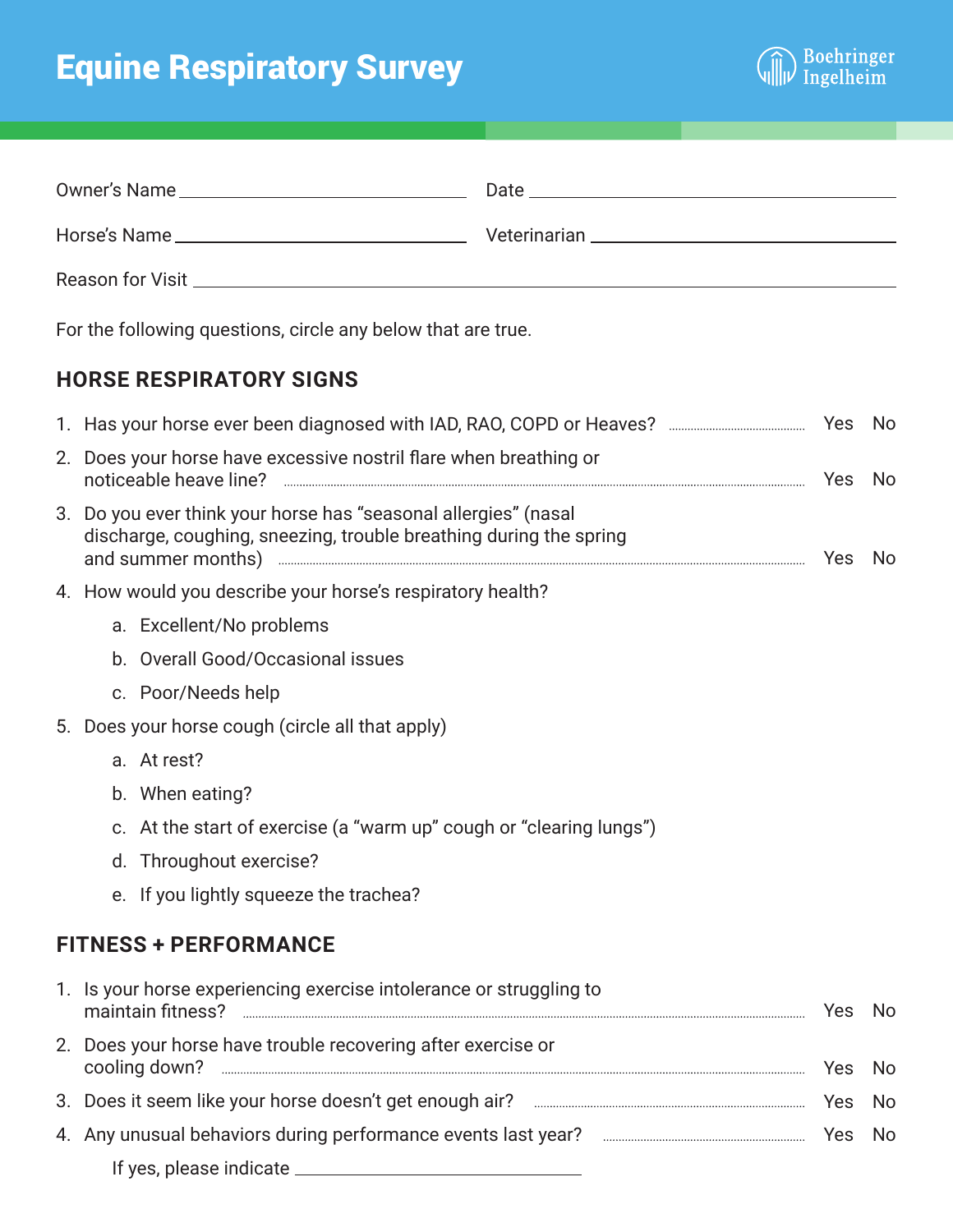# Equine Respiratory Survey

Boehringer Ingelheim

Owner's Name \_\_\_\_\_\_\_\_\_\_\_\_\_\_\_\_\_\_\_\_ Date \_\_\_\_\_\_\_\_\_\_\_\_\_\_\_\_\_\_\_\_

Horse's Name \_\_\_\_\_\_\_\_\_\_\_\_\_\_\_\_\_\_\_\_ Veterinarian \_\_\_\_\_\_\_\_\_\_\_\_\_\_\_\_\_\_\_\_

Reason for Visit \_\_\_\_\_\_\_\_\_\_\_\_\_\_\_\_\_\_\_\_

For the following questions, circle any below that are true.

## HORSE RESPIRATORY SIGNS

1. Has your horse ever been diagnosed with IAD, RAO, COPD or Heaves? ........ Yes No
2. Does your horse have excessive nostril flare when breathing or noticeable heave line? ........ Yes No
3. Do you ever think your horse has "seasonal allergies" (nasal discharge, coughing, sneezing, trouble breathing during the spring and summer months) ........ Yes No
4. How would you describe your horse's respiratory health?
   a. Excellent/No problems
   b. Overall Good/Occasional issues
   c. Poor/Needs help
5. Does your horse cough (circle all that apply)
   a. At rest?
   b. When eating?
   c. At the start of exercise (a "warm up" cough or "clearing lungs")
   d. Throughout exercise?
   e. If you lightly squeeze the trachea?

## FITNESS + PERFORMANCE

1. Is your horse experiencing exercise intolerance or struggling to maintain fitness? ........ Yes No
2. Does your horse have trouble recovering after exercise or cooling down? ........ Yes No
3. Does it seem like your horse doesn't get enough air? ........ Yes No
4. Any unusual behaviors during performance events last year? ........ Yes No

   If yes, please indicate \_\_\_\_\_\_\_\_\_\_\_\_\_\_\_\_\_\_\_\_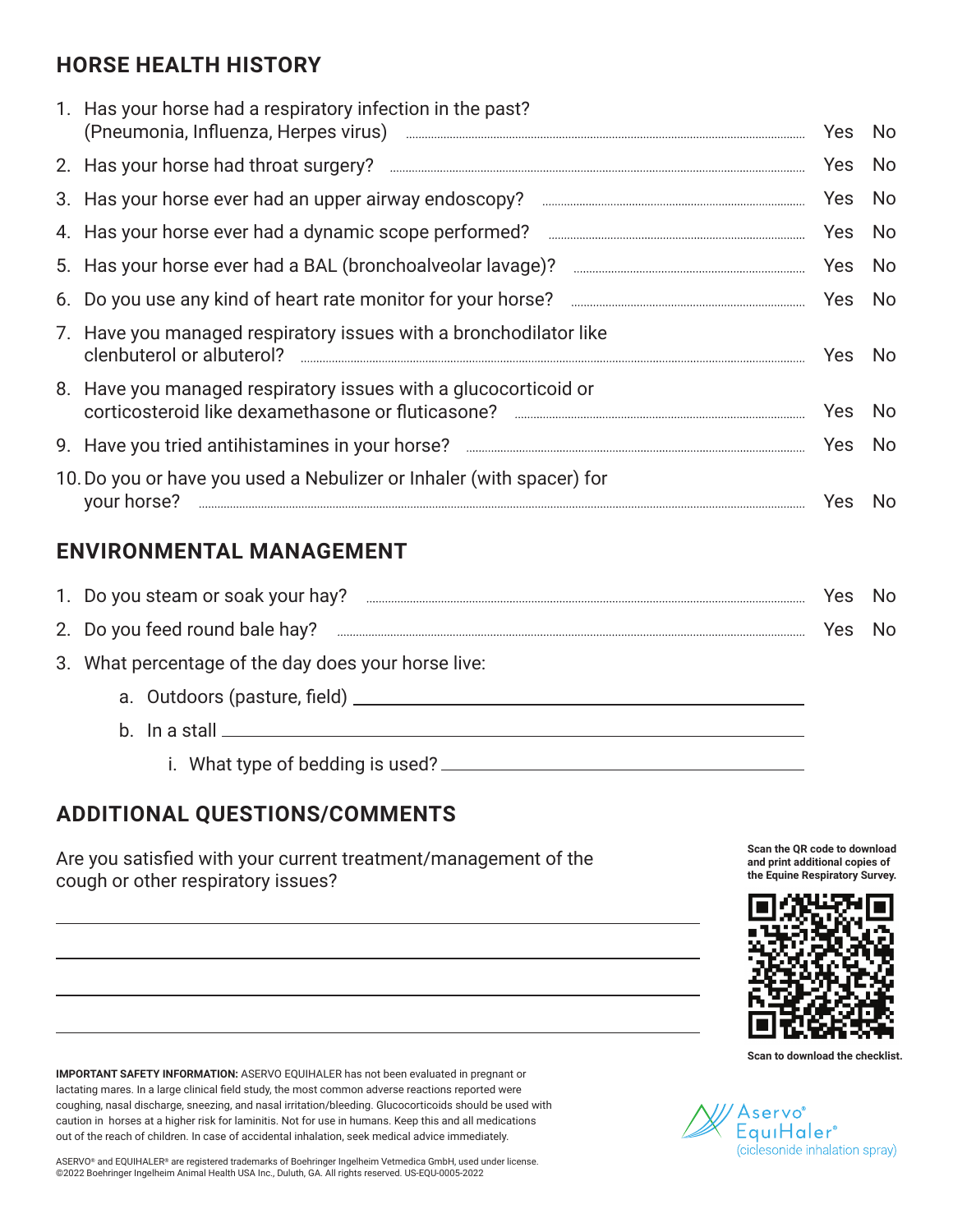## HORSE HEALTH HISTORY

1. Has your horse had a respiratory infection in the past? (Pneumonia, Influenza, Herpes virus) ............ Yes No
2. Has your horse had throat surgery? ............ Yes No
3. Has your horse ever had an upper airway endoscopy? ............ Yes No
4. Has your horse ever had a dynamic scope performed? ............ Yes No
5. Has your horse ever had a BAL (bronchoalveolar lavage)? ............ Yes No
6. Do you use any kind of heart rate monitor for your horse? ............ Yes No
7. Have you managed respiratory issues with a bronchodilator like clenbuterol or albuterol? ............ Yes No
8. Have you managed respiratory issues with a glucocorticoid or corticosteroid like dexamethasone or fluticasone? ............ Yes No
9. Have you tried antihistamines in your horse? ............ Yes No
10. Do you or have you used a Nebulizer or Inhaler (with spacer) for your horse? ............ Yes No

## ENVIRONMENTAL MANAGEMENT

1. Do you steam or soak your hay? ............ Yes No
2. Do you feed round bale hay? ............ Yes No
3. What percentage of the day does your horse live:
   a. Outdoors (pasture, field) ________________
   b. In a stall ________________
      i. What type of bedding is used? ________________

## ADDITIONAL QUESTIONS/COMMENTS

Are you satisfied with your current treatment/management of the cough or other respiratory issues?

________________________________________

________________________________________

________________________________________

________________________________________

**Scan the QR code to download and print additional copies of the Equine Respiratory Survey.**

**Scan to download the checklist.**

**IMPORTANT SAFETY INFORMATION:** ASERVO EQUIHALER has not been evaluated in pregnant or lactating mares. In a large clinical field study, the most common adverse reactions reported were coughing, nasal discharge, sneezing, and nasal irritation/bleeding. Glucocorticoids should be used with caution in horses at a higher risk for laminitis. Not for use in humans. Keep this and all medications out of the reach of children. In case of accidental inhalation, seek medical advice immediately.

Aservo® EquiHaler® (ciclesonide inhalation spray)

ASERVO® and EQUIHALER® are registered trademarks of Boehringer Ingelheim Vetmedica GmbH, used under license.
©2022 Boehringer Ingelheim Animal Health USA Inc., Duluth, GA. All rights reserved. US-EQU-0005-2022